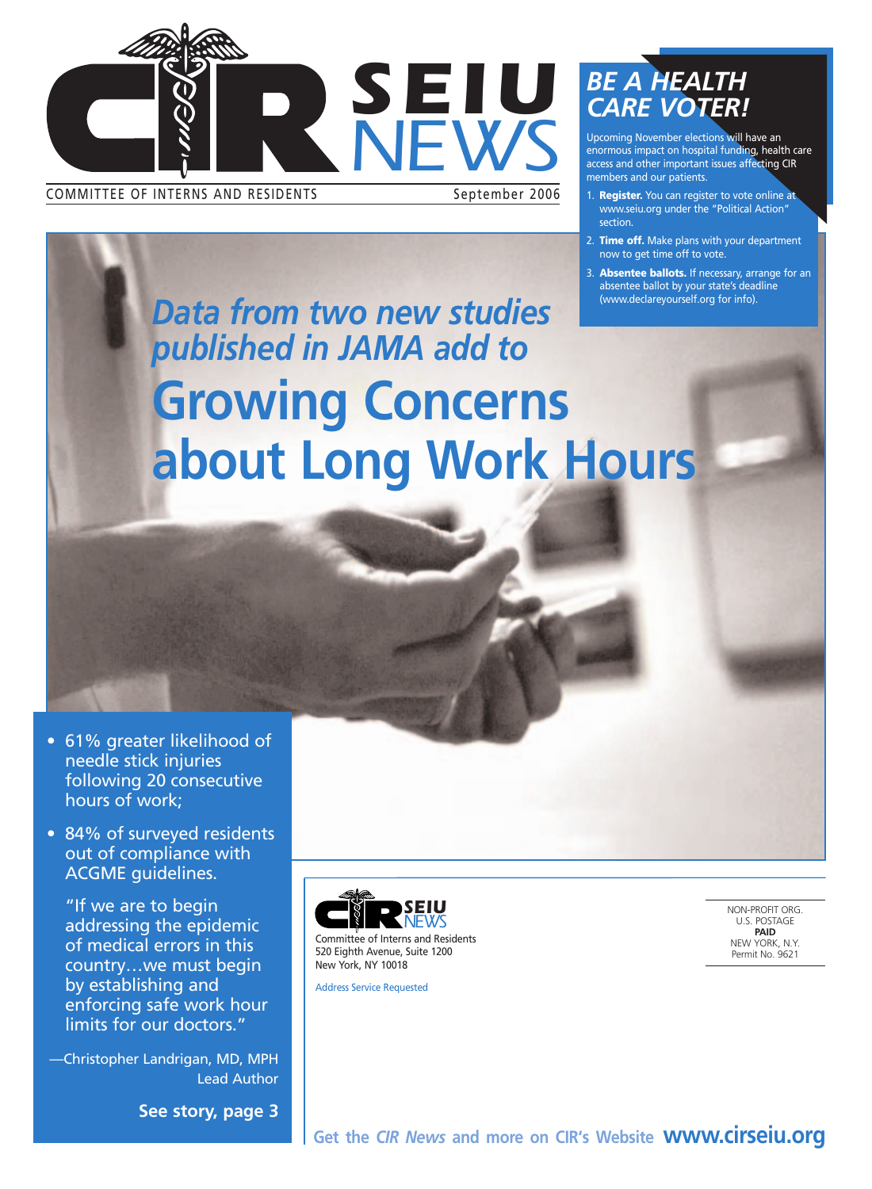# CIR SEIU NEWS

COMMITTEE OF INTERNS AND RESIDENTS

September 2006

## BE A HEALTH CARE VOTER!

Upcoming November elections will have an enormous impact on hospital funding, health care access and other important issues affecting CIR members and our patients.

1. **Register.** You can register to vote online at www.seiu.org under the "Political Action" section.
2. **Time off.** Make plans with your department now to get time off to vote.
3. **Absentee ballots.** If necessary, arrange for an absentee ballot by your state's deadline (www.declareyourself.org for info).

*Data from two new studies published in JAMA add to*

# Growing Concerns about Long Work Hours

- 61% greater likelihood of needle stick injuries following 20 consecutive hours of work;
- 84% of surveyed residents out of compliance with ACGME guidelines.

"If we are to begin addressing the epidemic of medical errors in this country…we must begin by establishing and enforcing safe work hour limits for our doctors."

—Christopher Landrigan, MD, MPH
Lead Author

**See story, page 3**

CIR SEIU NEWS
Committee of Interns and Residents
520 Eighth Avenue, Suite 1200
New York, NY 10018

Address Service Requested

NON-PROFIT ORG.
U.S. POSTAGE
**PAID**
NEW YORK, N.Y.
Permit No. 9621

**Get the *CIR News* and more on CIR's Website www.cirseiu.org**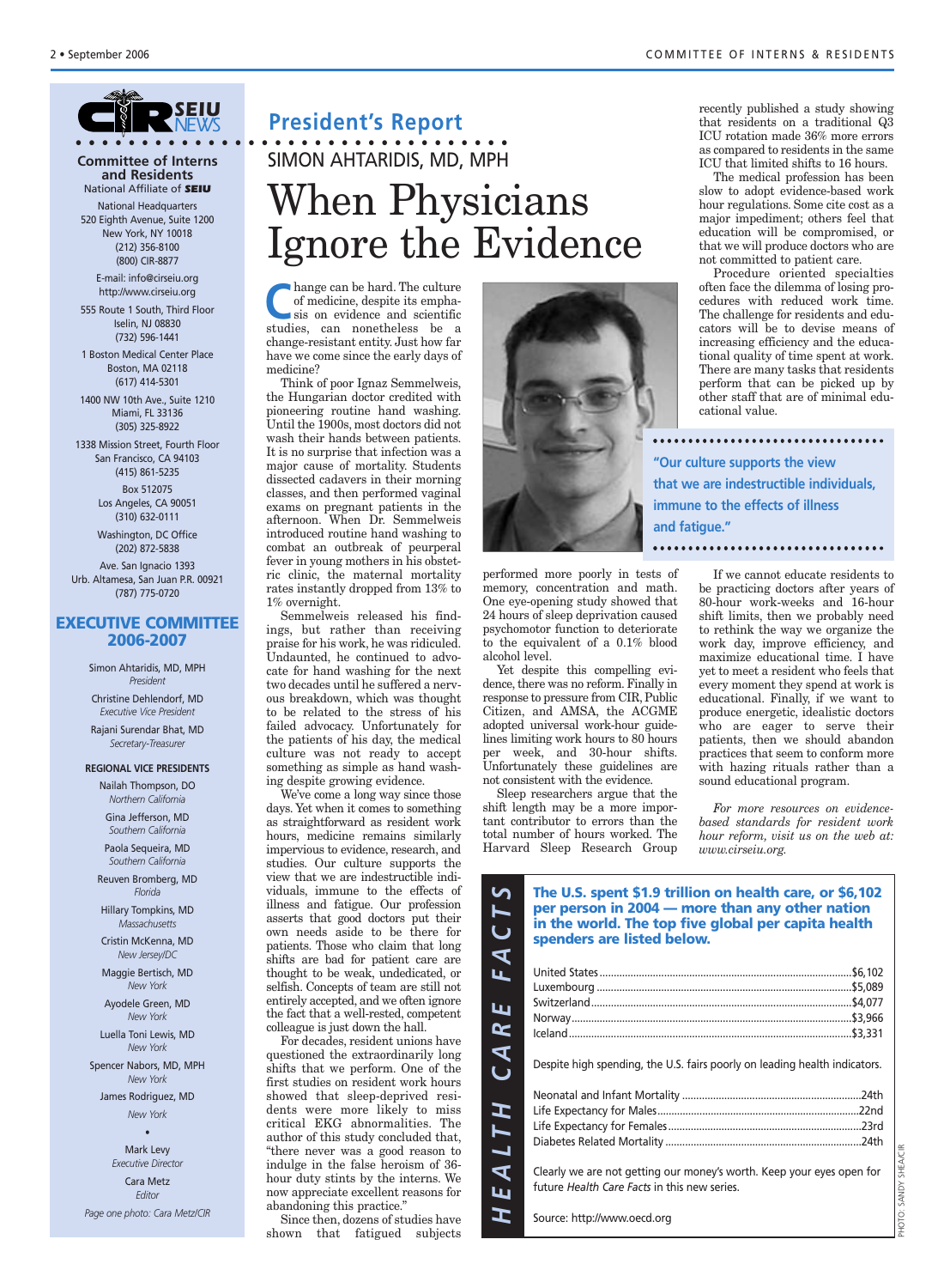**CIR SEIU NEWS**

**Committee of Interns and Residents**
National Affiliate of **SEIU**

National Headquarters
520 Eighth Avenue, Suite 1200
New York, NY 10018
(212) 356-8100
(800) CIR-8877

E-mail: info@cirseiu.org
http://www.cirseiu.org

555 Route 1 South, Third Floor
Iselin, NJ 08830
(732) 596-1441

1 Boston Medical Center Place
Boston, MA 02118
(617) 414-5301

1400 NW 10th Ave., Suite 1210
Miami, FL 33136
(305) 325-8922

1338 Mission Street, Fourth Floor
San Francisco, CA 94103
(415) 861-5235

Box 512075
Los Angeles, CA 90051
(310) 632-0111

Washington, DC Office
(202) 872-5838

Ave. San Ignacio 1393
Urb. Altamesa, San Juan P.R. 00921
(787) 775-0720

## EXECUTIVE COMMITTEE 2006-2007

Simon Ahtaridis, MD, MPH
*President*

Christine Dehlendorf, MD
*Executive Vice President*

Rajani Surendar Bhat, MD
*Secretary-Treasurer*

**REGIONAL VICE PRESIDENTS**

Nailah Thompson, DO
*Northern California*

Gina Jefferson, MD
*Southern California*

Paola Sequeira, MD
*Southern California*

Reuven Bromberg, MD
*Florida*

Hillary Tompkins, MD
*Massachusetts*

Cristin McKenna, MD
*New Jersey/DC*

Maggie Bertisch, MD
*New York*

Ayodele Green, MD
*New York*

Luella Toni Lewis, MD
*New York*

Spencer Nabors, MD, MPH
*New York*

James Rodriguez, MD
*New York*

•

Mark Levy
*Executive Director*

Cara Metz
*Editor*

*Page one photo: Cara Metz/CIR*

## President's Report

SIMON AHTARIDIS, MD, MPH

# When Physicians Ignore the Evidence

Change can be hard. The culture of medicine, despite its emphasis on evidence and scientific studies, can nonetheless be a change-resistant entity. Just how far have we come since the early days of medicine?

Think of poor Ignaz Semmelweis, the Hungarian doctor credited with pioneering routine hand washing. Until the 1900s, most doctors did not wash their hands between patients. It is no surprise that infection was a major cause of mortality. Students dissected cadavers in their morning classes, and then performed vaginal exams on pregnant patients in the afternoon. When Dr. Semmelweis introduced routine hand washing to combat an outbreak of peurperal fever in young mothers in his obstetric clinic, the maternal mortality rates instantly dropped from 13% to 1% overnight.

Semmelweis released his findings, but rather than receiving praise for his work, he was ridiculed. Undaunted, he continued to advocate for hand washing for the next two decades until he suffered a nervous breakdown, which was thought to be related to the stress of his failed advocacy. Unfortunately for the patients of his day, the medical culture was not ready to accept something as simple as hand washing despite growing evidence.

We've come a long way since those days. Yet when it comes to something as straightforward as resident work hours, medicine remains similarly impervious to evidence, research, and studies. Our culture supports the view that we are indestructible individuals, immune to the effects of illness and fatigue. Our profession asserts that good doctors put their own needs aside to be there for patients. Those who claim that long shifts are bad for patient care are thought to be weak, undedicated, or selfish. Concepts of team are still not entirely accepted, and we often ignore the fact that a well-rested, competent colleague is just down the hall.

For decades, resident unions have questioned the extraordinarily long shifts that we perform. One of the first studies on resident work hours showed that sleep-deprived residents were more likely to miss critical EKG abnormalities. The author of this study concluded that, "there never was a good reason to indulge in the false heroism of 36-hour duty stints by the interns. We now appreciate excellent reasons for abandoning this practice."

Since then, dozens of studies have shown that fatigued subjects performed more poorly in tests of memory, concentration and math. One eye-opening study showed that 24 hours of sleep deprivation caused psychomotor function to deteriorate to the equivalent of a 0.1% blood alcohol level.

Yet despite this compelling evidence, there was no reform. Finally in response to pressure from CIR, Public Citizen, and AMSA, the ACGME adopted universal work-hour guidelines limiting work hours to 80 hours per week, and 30-hour shifts. Unfortunately these guidelines are not consistent with the evidence.

Sleep researchers argue that the shift length may be a more important contributor to errors than the total number of hours worked. The Harvard Sleep Research Group recently published a study showing that residents on a traditional Q3 ICU rotation made 36% more errors as compared to residents in the same ICU that limited shifts to 16 hours.

The medical profession has been slow to adopt evidence-based work hour regulations. Some cite cost as a major impediment; others feel that education will be compromised, or that we will produce doctors who are not committed to patient care.

Procedure oriented specialties often face the dilemma of losing procedures with reduced work time. The challenge for residents and educators will be to devise means of increasing efficiency and the educational quality of time spent at work. There are many tasks that residents perform that can be picked up by other staff that are of minimal educational value.

> "Our culture supports the view that we are indestructible individuals, immune to the effects of illness and fatigue."

If we cannot educate residents to be practicing doctors after years of 80-hour work-weeks and 16-hour shift limits, then we probably need to rethink the way we organize the work day, improve efficiency, and maximize educational time. I have yet to meet a resident who feels that every moment they spend at work is educational. Finally, if we want to produce energetic, idealistic doctors who are eager to serve their patients, then we should abandon practices that seem to conform more with hazing rituals rather than a sound educational program.

*For more resources on evidence-based standards for resident work hour reform, visit us on the web at: www.cirseiu.org.*

PHOTO: SANDY SHEA/CIR

## HEALTH CARE FACTS

**The U.S. spent $1.9 trillion on health care, or $6,102 per person in 2004 — more than any other nation in the world. The top five global per capita health spenders are listed below.**

| Country | Per capita spending |
|---|---|
| United States | $6,102 |
| Luxembourg | $5,089 |
| Switzerland | $4,077 |
| Norway | $3,966 |
| Iceland | $3,331 |

Despite high spending, the U.S. fairs poorly on leading health indicators.

| Indicator | Rank |
|---|---|
| Neonatal and Infant Mortality | 24th |
| Life Expectancy for Males | 22nd |
| Life Expectancy for Females | 23rd |
| Diabetes Related Mortality | 24th |

Clearly we are not getting our money's worth. Keep your eyes open for future *Health Care Facts* in this new series.

Source: http://www.oecd.org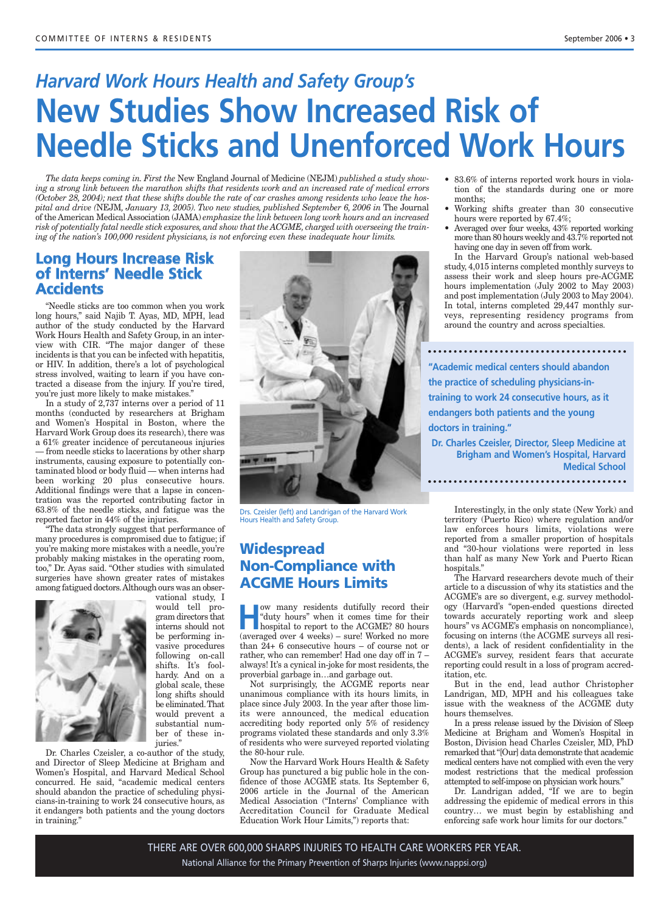## Harvard Work Hours Health and Safety Group's

# New Studies Show Increased Risk of Needle Sticks and Unenforced Work Hours

*The data keeps coming in. First the* New England Journal of Medicine (NEJM) *published a study showing a strong link between the marathon shifts that residents work and an increased rate of medical errors (October 28, 2004); next that these shifts double the rate of car crashes among residents who leave the hospital and drive (*NEJM*, January 13, 2005). Two new studies, published September 6, 2006 in* The Journal of the American Medical Association (JAMA) *emphasize the link between long work hours and an increased risk of potentially fatal needle stick exposures, and show that the ACGME, charged with overseeing the training of the nation's 100,000 resident physicians, is not enforcing even these inadequate hour limits.*

## Long Hours Increase Risk of Interns' Needle Stick Accidents

"Needle sticks are too common when you work long hours," said Najib T. Ayas, MD, MPH, lead author of the study conducted by the Harvard Work Hours Health and Safety Group, in an interview with CIR. "The major danger of these incidents is that you can be infected with hepatitis, or HIV. In addition, there's a lot of psychological stress involved, waiting to learn if you have contracted a disease from the injury. If you're tired, you're just more likely to make mistakes."

In a study of 2,737 interns over a period of 11 months (conducted by researchers at Brigham and Women's Hospital in Boston, where the Harvard Work Group does its research), there was a 61% greater incidence of percutaneous injuries — from needle sticks to lacerations by other sharp instruments, causing exposure to potentially contaminated blood or body fluid — when interns had been working 20 plus consecutive hours. Additional findings were that a lapse in concentration was the reported contributing factor in 63.8% of the needle sticks, and fatigue was the reported factor in 44% of the injuries.

"The data strongly suggest that performance of many procedures is compromised due to fatigue; if you're making more mistakes with a needle, you're probably making mistakes in the operating room, too," Dr. Ayas said. "Other studies with simulated surgeries have shown greater rates of mistakes among fatigued doctors. Although ours was an observational study, I would tell program directors that interns should not be performing invasive procedures following on-call shifts. It's foolhardy. And on a global scale, these long shifts should be eliminated. That would prevent a substantial number of these injuries."

Dr. Charles Czeisler, a co-author of the study, and Director of Sleep Medicine at Brigham and Women's Hospital, and Harvard Medical School concurred. He said, "academic medical centers should abandon the practice of scheduling physicians-in-training to work 24 consecutive hours, as it endangers both patients and the young doctors in training."

Drs. Czeisler (left) and Landrigan of the Harvard Work Hours Health and Safety Group.

## Widespread Non-Compliance with ACGME Hours Limits

How many residents dutifully record their "duty hours" when it comes time for their hospital to report to the ACGME? 80 hours (averaged over 4 weeks) – sure! Worked no more than 24+ 6 consecutive hours – of course not or rather, who can remember! Had one day off in 7 – always! It's a cynical in-joke for most residents, the proverbial garbage in…and garbage out.

Not surprisingly, the ACGME reports near unanimous compliance with its hours limits, in place since July 2003. In the year after those limits were announced, the medical education accrediting body reported only 5% of residency programs violated these standards and only 3.3% of residents who were surveyed reported violating the 80-hour rule.

Now the Harvard Work Hours Health & Safety Group has punctured a big public hole in the confidence of those ACGME stats. Its September 6, 2006 article in the Journal of the American Medical Association ("Interns' Compliance with Accreditation Council for Graduate Medical Education Work Hour Limits,") reports that:

- 83.6% of interns reported work hours in violation of the standards during one or more months;
- Working shifts greater than 30 consecutive hours were reported by 67.4%;
- Averaged over four weeks, 43% reported working more than 80 hours weekly and 43.7% reported not having one day in seven off from work.

In the Harvard Group's national web-based study, 4,015 interns completed monthly surveys to assess their work and sleep hours pre-ACGME hours implementation (July 2002 to May 2003) and post implementation (July 2003 to May 2004). In total, interns completed 29,447 monthly surveys, representing residency programs from around the country and across specialties.

> **"Academic medical centers should abandon the practice of scheduling physicians-in-training to work 24 consecutive hours, as it endangers both patients and the young doctors in training."**
>
> **Dr. Charles Czeisler, Director, Sleep Medicine at Brigham and Women's Hospital, Harvard Medical School**

Interestingly, in the only state (New York) and territory (Puerto Rico) where regulation and/or law enforces hours limits, violations were reported from a smaller proportion of hospitals and "30-hour violations were reported in less than half as many New York and Puerto Rican hospitals."

The Harvard researchers devote much of their article to a discussion of why its statistics and the ACGME's are so divergent, e.g. survey methodology (Harvard's "open-ended questions directed towards accurately reporting work and sleep hours" vs ACGME's emphasis on noncompliance), focusing on interns (the ACGME surveys all residents), a lack of resident confidentiality in the ACGME's survey, resident fears that accurate reporting could result in a loss of program accreditation, etc.

But in the end, lead author Christopher Landrigan, MD, MPH and his colleagues take issue with the weakness of the ACGME duty hours themselves.

In a press release issued by the Division of Sleep Medicine at Brigham and Women's Hospital in Boston, Division head Charles Czeisler, MD, PhD remarked that "[Our] data demonstrate that academic medical centers have not complied with even the very modest restrictions that the medical profession attempted to self-impose on physician work hours."

Dr. Landrigan added, "If we are to begin addressing the epidemic of medical errors in this country… we must begin by establishing and enforcing safe work hour limits for our doctors."

THERE ARE OVER 600,000 SHARPS INJURIES TO HEALTH CARE WORKERS PER YEAR.

National Alliance for the Primary Prevention of Sharps Injuries (www.nappsi.org)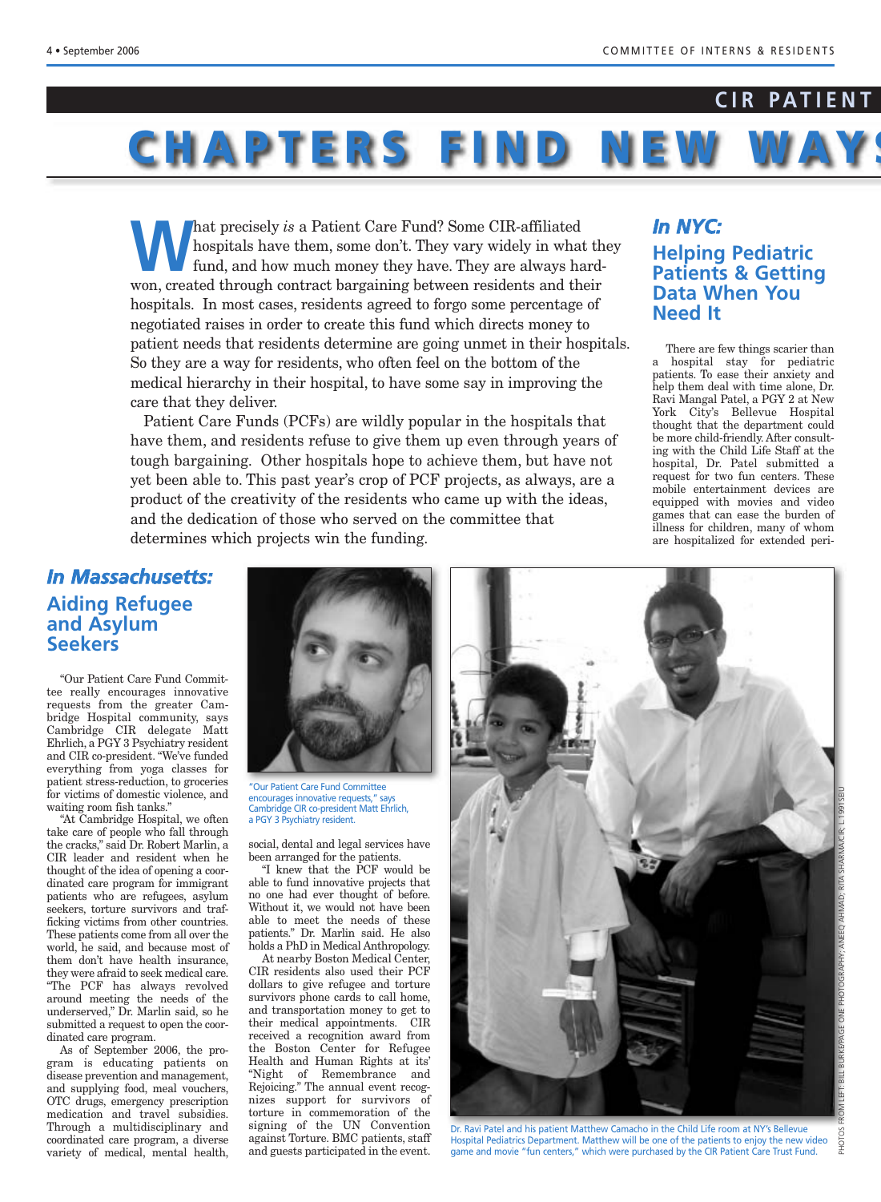## CIR PATIENT

# CHAPTERS FIND NEW WAYS

What precisely *is* a Patient Care Fund? Some CIR-affiliated hospitals have them, some don't. They vary widely in what they fund, and how much money they have. They are always hard-won, created through contract bargaining between residents and their hospitals. In most cases, residents agreed to forgo some percentage of negotiated raises in order to create this fund which directs money to patient needs that residents determine are going unmet in their hospitals. So they are a way for residents, who often feel on the bottom of the medical hierarchy in their hospital, to have some say in improving the care that they deliver.

Patient Care Funds (PCFs) are wildly popular in the hospitals that have them, and residents refuse to give them up even through years of tough bargaining. Other hospitals hope to achieve them, but have not yet been able to. This past year's crop of PCF projects, as always, are a product of the creativity of the residents who came up with the ideas, and the dedication of those who served on the committee that determines which projects win the funding.

### *In Massachusetts:*

## Aiding Refugee and Asylum Seekers

"Our Patient Care Fund Committee really encourages innovative requests from the greater Cambridge Hospital community, says Cambridge CIR delegate Matt Ehrlich, a PGY 3 Psychiatry resident and CIR co-president. "We've funded everything from yoga classes for patient stress-reduction, to groceries for victims of domestic violence, and waiting room fish tanks."

"At Cambridge Hospital, we often take care of people who fall through the cracks," said Dr. Robert Marlin, a CIR leader and resident when he thought of the idea of opening a coordinated care program for immigrant patients who are refugees, asylum seekers, torture survivors and trafficking victims from other countries. These patients come from all over the world, he said, and because most of them don't have health insurance, they were afraid to seek medical care. "The PCF has always revolved around meeting the needs of the underserved," Dr. Marlin said, so he submitted a request to open the coordinated care program.

As of September 2006, the program is educating patients on disease prevention and management, and supplying food, meal vouchers, OTC drugs, emergency prescription medication and travel subsidies. Through a multidisciplinary and coordinated care program, a diverse variety of medical, mental health, social, dental and legal services have been arranged for the patients.

"Our Patient Care Fund Committee encourages innovative requests," says Cambridge CIR co-president Matt Ehrlich, a PGY 3 Psychiatry resident.

"I knew that the PCF would be able to fund innovative projects that no one had ever thought of before. Without it, we would not have been able to meet the needs of these patients." Dr. Marlin said. He also holds a PhD in Medical Anthropology.

At nearby Boston Medical Center, CIR residents also used their PCF dollars to give refugee and torture survivors phone cards to call home, and transportation money to get to their medical appointments. CIR received a recognition award from the Boston Center for Refugee Health and Human Rights at its' "Night of Remembrance and Rejoicing." The annual event recognizes support for survivors of torture in commemoration of the signing of the UN Convention against Torture. BMC patients, staff and guests participated in the event.

### *In NYC:*

## Helping Pediatric Patients & Getting Data When You Need It

There are few things scarier than a hospital stay for pediatric patients. To ease their anxiety and help them deal with time alone, Dr. Ravi Mangal Patel, a PGY 2 at New York City's Bellevue Hospital thought that the department could be more child-friendly. After consulting with the Child Life Staff at the hospital, Dr. Patel submitted a request for two fun centers. These mobile entertainment devices are equipped with movies and video games that can ease the burden of illness for children, many of whom are hospitalized for extended peri-

Dr. Ravi Patel and his patient Matthew Camacho in the Child Life room at NY's Bellevue Hospital Pediatrics Department. Matthew will be one of the patients to enjoy the new video game and movie "fun centers," which were purchased by the CIR Patient Care Trust Fund.

PHOTOS FROM LEFT: BILL BURKE/PAGE ONE PHOTOGRAPHY; ANEEQ AHMAD; RITA SHARMA/CIR; L.1991SEIU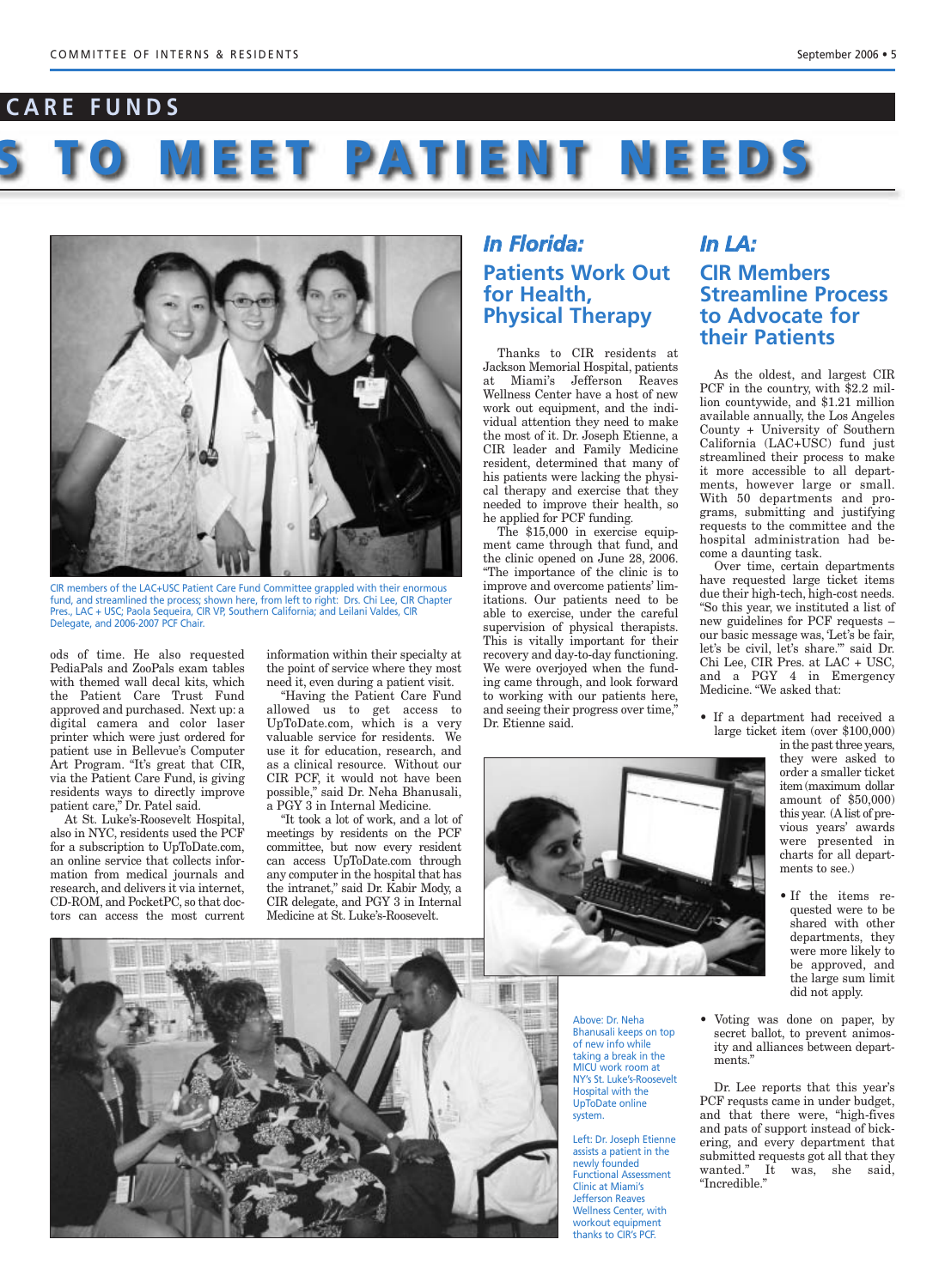## CARE FUNDS

# S TO MEET PATIENT NEEDS

CIR members of the LAC+USC Patient Care Fund Committee grappled with their enormous fund, and streamlined the process; shown here, from left to right: Drs. Chi Lee, CIR Chapter Pres., LAC + USC; Paola Sequeira, CIR VP, Southern California; and Leilani Valdes, CIR Delegate, and 2006-2007 PCF Chair.

ods of time. He also requested PediaPals and ZooPals exam tables with themed wall decal kits, which the Patient Care Trust Fund approved and purchased. Next up: a digital camera and color laser printer which were just ordered for patient use in Bellevue's Computer Art Program. "It's great that CIR, via the Patient Care Fund, is giving residents ways to directly improve patient care," Dr. Patel said.

At St. Luke's-Roosevelt Hospital, also in NYC, residents used the PCF for a subscription to UpToDate.com, an online service that collects information from medical journals and research, and delivers it via internet, CD-ROM, and PocketPC, so that doctors can access the most current information within their specialty at the point of service where they most need it, even during a patient visit.

"Having the Patient Care Fund allowed us to get access to UpToDate.com, which is a very valuable service for residents. We use it for education, research, and as a clinical resource. Without our CIR PCF, it would not have been possible," said Dr. Neha Bhanusali, a PGY 3 in Internal Medicine.

"It took a lot of work, and a lot of meetings by residents on the PCF committee, but now every resident can access UpToDate.com through any computer in the hospital that has the intranet," said Dr. Kabir Mody, a CIR delegate, and PGY 3 in Internal Medicine at St. Luke's-Roosevelt.

## *In Florida:* Patients Work Out for Health, Physical Therapy

Thanks to CIR residents at Jackson Memorial Hospital, patients at Miami's Jefferson Reaves Wellness Center have a host of new work out equipment, and the individual attention they need to make the most of it. Dr. Joseph Etienne, a CIR leader and Family Medicine resident, determined that many of his patients were lacking the physical therapy and exercise that they needed to improve their health, so he applied for PCF funding.

The $15,000 in exercise equipment came through that fund, and the clinic opened on June 28, 2006. "The importance of the clinic is to improve and overcome patients' limitations. Our patients need to be able to exercise, under the careful supervision of physical therapists. This is vitally important for their recovery and day-to-day functioning. We were overjoyed when the funding came through, and look forward to working with our patients here, and seeing their progress over time," Dr. Etienne said.

Above: Dr. Neha Bhanusali keeps on top of new info while taking a break in the MICU work room at NY's St. Luke's-Roosevelt Hospital with the UpToDate online system.

Left: Dr. Joseph Etienne assists a patient in the newly founded Functional Assessment Clinic at Miami's Jefferson Reaves Wellness Center, with workout equipment thanks to CIR's PCF.

## *In LA:* CIR Members Streamline Process to Advocate for their Patients

As the oldest, and largest CIR PCF in the country, with $2.2 million countywide, and $1.21 million available annually, the Los Angeles County + University of Southern California (LAC+USC) fund just streamlined their process to make it more accessible to all departments, however large or small. With 50 departments and programs, submitting and justifying requests to the committee and the hospital administration had become a daunting task.

Over time, certain departments have requested large ticket items due their high-tech, high-cost needs. "So this year, we instituted a list of new guidelines for PCF requests – our basic message was, 'Let's be fair, let's be civil, let's share.'" said Dr. Chi Lee, CIR Pres. at LAC + USC, and a PGY 4 in Emergency Medicine. "We asked that:

- If a department had received a large ticket item (over $100,000) in the past three years, they were asked to order a smaller ticket item (maximum dollar amount of $50,000) this year. (A list of previous years' awards were presented in charts for all departments to see.)
- If the items requested were to be shared with other departments, they were more likely to be approved, and the large sum limit did not apply.
- Voting was done on paper, by secret ballot, to prevent animosity and alliances between departments."

Dr. Lee reports that this year's PCF requsts came in under budget, and that there were, "high-fives and pats of support instead of bickering, and every department that submitted requests got all that they wanted." It was, she said, "Incredible."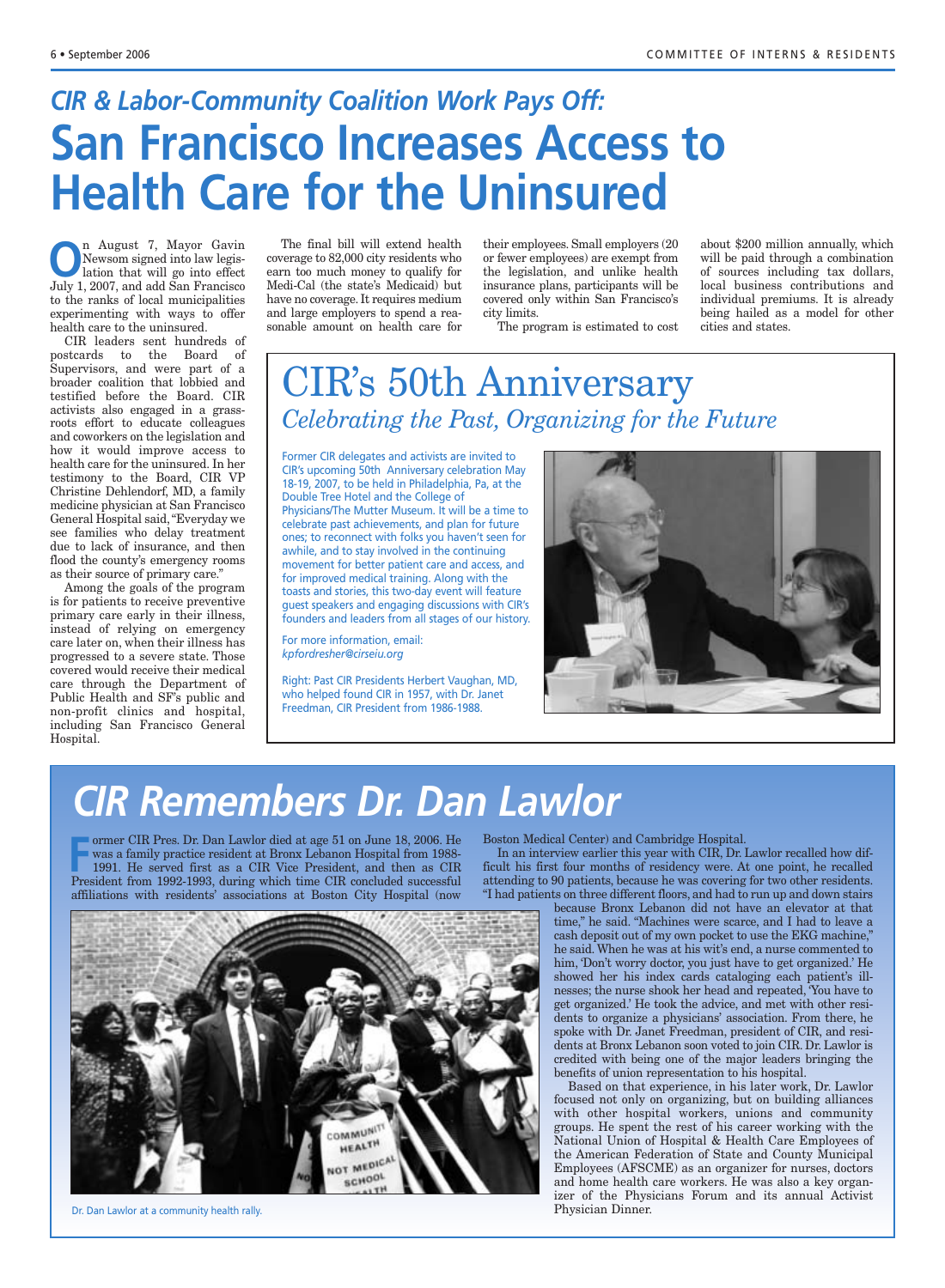## *CIR & Labor-Community Coalition Work Pays Off:*

# San Francisco Increases Access to Health Care for the Uninsured

On August 7, Mayor Gavin Newsom signed into law legislation that will go into effect July 1, 2007, and add San Francisco to the ranks of local municipalities experimenting with ways to offer health care to the uninsured.

CIR leaders sent hundreds of postcards to the Board of Supervisors, and were part of a broader coalition that lobbied and testified before the Board. CIR activists also engaged in a grassroots effort to educate colleagues and coworkers on the legislation and how it would improve access to health care for the uninsured. In her testimony to the Board, CIR VP Christine Dehlendorf, MD, a family medicine physician at San Francisco General Hospital said, "Everyday we see families who delay treatment due to lack of insurance, and then flood the county's emergency rooms as their source of primary care."

Among the goals of the program is for patients to receive preventive primary care early in their illness, instead of relying on emergency care later on, when their illness has progressed to a severe state. Those covered would receive their medical care through the Department of Public Health and SF's public and non-profit clinics and hospital, including San Francisco General Hospital.

The final bill will extend health coverage to 82,000 city residents who earn too much money to qualify for Medi-Cal (the state's Medicaid) but have no coverage. It requires medium and large employers to spend a reasonable amount on health care for their employees. Small employers (20 or fewer employees) are exempt from the legislation, and unlike health insurance plans, participants will be covered only within San Francisco's city limits.

The program is estimated to cost about $200 million annually, which will be paid through a combination of sources including tax dollars, local business contributions and individual premiums. It is already being hailed as a model for other cities and states.

## CIR's 50th Anniversary

*Celebrating the Past, Organizing for the Future*

Former CIR delegates and activists are invited to CIR's upcoming 50th Anniversary celebration May 18-19, 2007, to be held in Philadelphia, Pa, at the Double Tree Hotel and the College of Physicians/The Mutter Museum. It will be a time to celebrate past achievements, and plan for future ones; to reconnect with folks you haven't seen for awhile, and to stay involved in the continuing movement for better patient care and access, and for improved medical training. Along with the toasts and stories, this two-day event will feature guest speakers and engaging discussions with CIR's founders and leaders from all stages of our history.

For more information, email: *kpfordresher@cirseiu.org*

Right: Past CIR Presidents Herbert Vaughan, MD, who helped found CIR in 1957, with Dr. Janet Freedman, CIR President from 1986-1988.

# *CIR Remembers Dr. Dan Lawlor*

Former CIR Pres. Dr. Dan Lawlor died at age 51 on June 18, 2006. He was a family practice resident at Bronx Lebanon Hospital from 1988-1991. He served first as a CIR Vice President, and then as CIR President from 1992-1993, during which time CIR concluded successful affiliations with residents' associations at Boston City Hospital (now Boston Medical Center) and Cambridge Hospital.

In an interview earlier this year with CIR, Dr. Lawlor recalled how difficult his first four months of residency were. At one point, he recalled attending to 90 patients, because he was covering for two other residents. "I had patients on three different floors, and had to run up and down stairs because Bronx Lebanon did not have an elevator at that time," he said. "Machines were scarce, and I had to leave a cash deposit out of my own pocket to use the EKG machine," he said. When he was at his wit's end, a nurse commented to him, 'Don't worry doctor, you just have to get organized.' He showed her his index cards cataloging each patient's illnesses; the nurse shook her head and repeated, 'You have to get organized.' He took the advice, and met with other residents to organize a physicians' association. From there, he spoke with Dr. Janet Freedman, president of CIR, and residents at Bronx Lebanon soon voted to join CIR. Dr. Lawlor is credited with being one of the major leaders bringing the benefits of union representation to his hospital.

Based on that experience, in his later work, Dr. Lawlor focused not only on organizing, but on building alliances with other hospital workers, unions and community groups. He spent the rest of his career working with the National Union of Hospital & Health Care Employees of the American Federation of State and County Municipal Employees (AFSCME) as an organizer for nurses, doctors and home health care workers. He was also a key organizer of the Physicians Forum and its annual Activist Physician Dinner.

Dr. Dan Lawlor at a community health rally.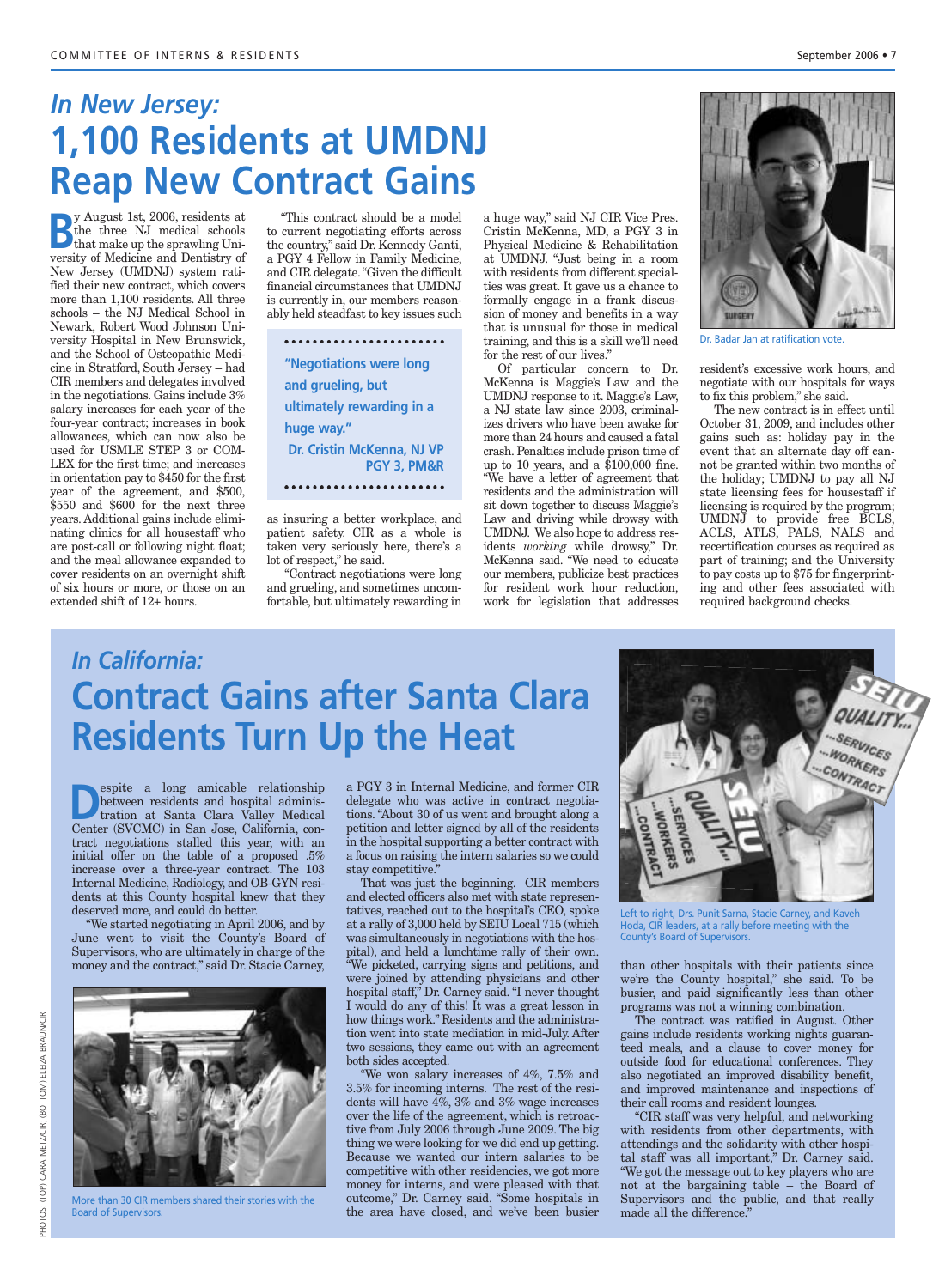## In New Jersey:

# 1,100 Residents at UMDNJ Reap New Contract Gains

By August 1st, 2006, residents at the three NJ medical schools that make up the sprawling University of Medicine and Dentistry of New Jersey (UMDNJ) system ratified their new contract, which covers more than 1,100 residents. All three schools – the NJ Medical School in Newark, Robert Wood Johnson University Hospital in New Brunswick, and the School of Osteopathic Medicine in Stratford, South Jersey – had CIR members and delegates involved in the negotiations. Gains include 3% salary increases for each year of the four-year contract; increases in book allowances, which can now also be used for USMLE STEP 3 or COMLEX for the first time; and increases in orientation pay to $450 for the first year of the agreement, and $500, $550 and $600 for the next three years. Additional gains include eliminating clinics for all housestaff who are post-call or following night float; and the meal allowance expanded to cover residents on an overnight shift of six hours or more, or those on an extended shift of 12+ hours.

"This contract should be a model to current negotiating efforts across the country," said Dr. Kennedy Ganti, a PGY 4 Fellow in Family Medicine, and CIR delegate. "Given the difficult financial circumstances that UMDNJ is currently in, our members reasonably held steadfast to key issues such as insuring a better workplace, and patient safety. CIR as a whole is taken very seriously here, there's a lot of respect," he said.

> **"Negotiations were long and grueling, but ultimately rewarding in a huge way."**
> **Dr. Cristin McKenna, NJ VP PGY 3, PM&R**

"Contract negotiations were long and grueling, and sometimes uncomfortable, but ultimately rewarding in a huge way," said NJ CIR Vice Pres. Cristin McKenna, MD, a PGY 3 in Physical Medicine & Rehabilitation at UMDNJ. "Just being in a room with residents from different specialties was great. It gave us a chance to formally engage in a frank discussion of money and benefits in a way that is unusual for those in medical training, and this is a skill we'll need for the rest of our lives."

Of particular concern to Dr. McKenna is Maggie's Law and the UMDNJ response to it. Maggie's Law, a NJ state law since 2003, criminalizes drivers who have been awake for more than 24 hours and caused a fatal crash. Penalties include prison time of up to 10 years, and a $100,000 fine. "We have a letter of agreement that residents and the administration will sit down together to discuss Maggie's Law and driving while drowsy with UMDNJ. We also hope to address residents *working* while drowsy," Dr. McKenna said. "We need to educate our members, publicize best practices for resident work hour reduction, work for legislation that addresses resident's excessive work hours, and negotiate with our hospitals for ways to fix this problem," she said.

The new contract is in effect until October 31, 2009, and includes other gains such as: holiday pay in the event that an alternate day off cannot be granted within two months of the holiday; UMDNJ to pay all NJ state licensing fees for housestaff if licensing is required by the program; UMDNJ to provide free BCLS, ACLS, ATLS, PALS, NALS and recertification courses as required as part of training; and the University to pay costs up to $75 for fingerprinting and other fees associated with required background checks.

Dr. Badar Jan at ratification vote.

## In California:

# Contract Gains after Santa Clara Residents Turn Up the Heat

Despite a long amicable relationship between residents and hospital administration at Santa Clara Valley Medical Center (SVCMC) in San Jose, California, contract negotiations stalled this year, with an initial offer on the table of a proposed .5% increase over a three-year contract. The 103 Internal Medicine, Radiology, and OB-GYN residents at this County hospital knew that they deserved more, and could do better.

"We started negotiating in April 2006, and by June went to visit the County's Board of Supervisors, who are ultimately in charge of the money and the contract," said Dr. Stacie Carney, a PGY 3 in Internal Medicine, and former CIR delegate who was active in contract negotiations. "About 30 of us went and brought along a petition and letter signed by all of the residents in the hospital supporting a better contract with a focus on raising the intern salaries so we could stay competitive."

That was just the beginning. CIR members and elected officers also met with state representatives, reached out to the hospital's CEO, spoke at a rally of 3,000 held by SEIU Local 715 (which was simultaneously in negotiations with the hospital), and held a lunchtime rally of their own. "We picketed, carrying signs and petitions, and were joined by attending physicians and other hospital staff," Dr. Carney said. "I never thought I would do any of this! It was a great lesson in how things work." Residents and the administration went into state mediation in mid-July. After two sessions, they came out with an agreement both sides accepted.

"We won salary increases of 4%, 7.5% and 3.5% for incoming interns. The rest of the residents will have 4%, 3% and 3% wage increases over the life of the agreement, which is retroactive from July 2006 through June 2009. The big thing we were looking for we did end up getting. Because we wanted our intern salaries to be competitive with other residencies, we got more money for interns, and were pleased with that outcome," Dr. Carney said. "Some hospitals in the area have closed, and we've been busier than other hospitals with their patients since we're the County hospital," she said. To be busier, and paid significantly less than other programs was not a winning combination.

The contract was ratified in August. Other gains include residents working nights guaranteed meals, and a clause to cover money for outside food for educational conferences. They also negotiated an improved disability benefit, and improved maintenance and inspections of their call rooms and resident lounges.

"CIR staff was very helpful, and networking with residents from other departments, with attendings and the solidarity with other hospital staff was all important," Dr. Carney said. "We got the message out to key players who are not at the bargaining table – the Board of Supervisors and the public, and that really made all the difference."

More than 30 CIR members shared their stories with the Board of Supervisors.

Left to right, Drs. Punit Sarna, Stacie Carney, and Kaveh Hoda, CIR leaders, at a rally before meeting with the County's Board of Supervisors.

PHOTOS: (TOP) CARA METZ/CIR; (BOTTOM) ELIZA BRAUN/CIR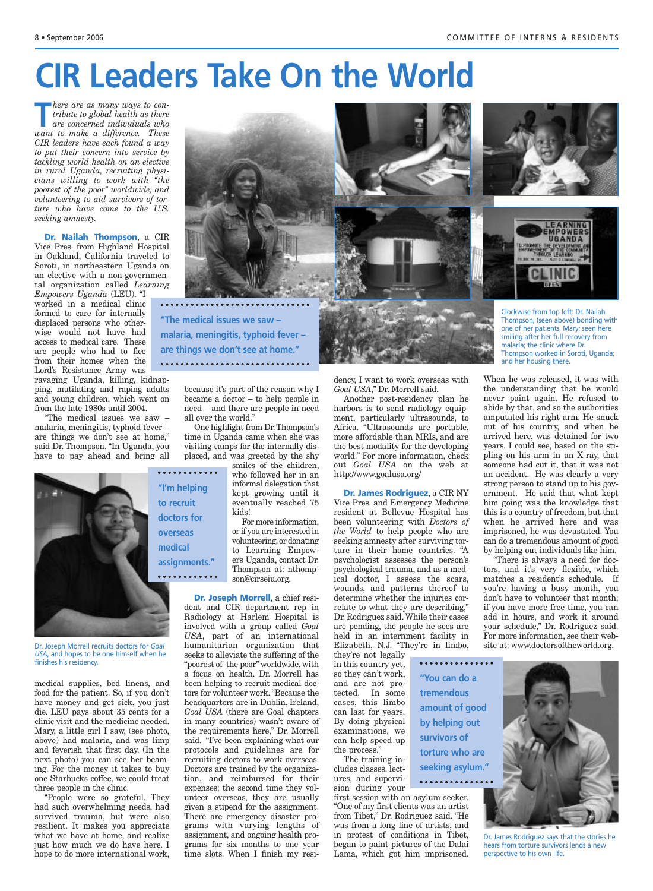# CIR Leaders Take On the World

*There are as many ways to contribute to global health as there are concerned individuals who want to make a difference. These CIR leaders have each found a way to put their concern into service by tackling world health on an elective in rural Uganda, recruiting physicians willing to work with "the poorest of the poor" worldwide, and volunteering to aid survivors of torture who have come to the U.S. seeking amnesty.*

**Dr. Nailah Thompson**, a CIR Vice Pres. from Highland Hospital in Oakland, California traveled to Soroti, in northeastern Uganda on an elective with a non-governmental organization called *Learning Empowers Uganda* (LEU). "I worked in a medical clinic formed to care for internally displaced persons who otherwise would not have had access to medical care. These are people who had to flee from their homes when the Lord's Resistance Army was ravaging Uganda, killing, kidnapping, mutilating and raping adults and young children, which went on from the late 1980s until 2004.

"The medical issues we saw – malaria, meningitis, typhoid fever – are things we don't see at home," said Dr. Thompson. "In Uganda, you have to pay ahead and bring all medical supplies, bed linens, and food for the patient. So, if you don't have money and get sick, you just die. LEU pays about 35 cents for a clinic visit and the medicine needed. Mary, a little girl I saw, (see photo, above) had malaria, and was limp and feverish that first day. (In the next photo) you can see her beaming. For the money it takes to buy one Starbucks coffee, we could treat three people in the clinic.

"People were so grateful. They had such overwhelming needs, had survived trauma, but were also resilient. It makes you appreciate what we have at home, and realize just how much we do have here. I hope to do more international work, because it's part of the reason why I became a doctor – to help people in need – and there are people in need all over the world."

> "The medical issues we saw – malaria, meningitis, typhoid fever – are things we don't see at home."

Clockwise from top left: Dr. Nailah Thompson, (seen above) bonding with one of her patients, Mary; seen here smiling after her full recovery from malaria; the clinic where Dr. Thompson worked in Soroti, Uganda; and her housing there.

One highlight from Dr. Thompson's time in Uganda came when she was visiting camps for the internally displaced, and was greeted by the shy smiles of the children, who followed her in an informal delegation that kept growing until it eventually reached 75 kids!

For more information, or if you are interested in volunteering, or donating to Learning Empowers Uganda, contact Dr. Thompson at: nthompson@cirseiu.org.

> "I'm helping to recruit doctors for overseas medical assignments."

Dr. Joseph Morrell recruits doctors for *Goal USA*, and hopes to be one himself when he finishes his residency.

**Dr. Joseph Morrell**, a chief resident and CIR department rep in Radiology at Harlem Hospital is involved with a group called *Goal USA*, part of an international humanitarian organization that seeks to alleviate the suffering of the "poorest of the poor" worldwide, with a focus on health. Dr. Morrell has been helping to recruit medical doctors for volunteer work. "Because the headquarters are in Dublin, Ireland, *Goal USA* (there are Goal chapters in many countries) wasn't aware of the requirements here," Dr. Morrell said. "I've been explaining what our protocols and guidelines are for recruiting doctors to work overseas. Doctors are trained by the organization, and reimbursed for their expenses; the second time they volunteer overseas, they are usually given a stipend for the assignment. There are emergency disaster programs with varying lengths of assignment, and ongoing health programs for six months to one year time slots. When I finish my residency, I want to work overseas with *Goal USA*," Dr. Morrell said.

Another post-residency plan he harbors is to send radiology equipment, particularly ultrasounds, to Africa. "Ultrasounds are portable, more affordable than MRIs, and are the best modality for the developing world." For more information, check out *Goal USA* on the web at http://www.goalusa.org/

**Dr. James Rodriguez**, a CIR NY Vice Pres. and Emergency Medicine resident at Bellevue Hospital has been volunteering with *Doctors of the World* to help people who are seeking amnesty after surviving torture in their home countries. "A psychologist assesses the person's psychological trauma, and as a medical doctor, I assess the scars, wounds, and patterns thereof to determine whether the injuries correlate to what they are describing," Dr. Rodriguez said. While their cases are pending, the people he sees are held in an internment facility in Elizabeth, N.J. "They're in limbo, they're not legally in this country yet, so they can't work, and are not protected. In some cases, this limbo can last for years. By doing physical examinations, we can help speed up the process."

> "You can do a tremendous amount of good by helping out survivors of torture who are seeking asylum."

The training includes classes, lectures, and supervision during your first session with an asylum seeker. "One of my first clients was an artist from Tibet," Dr. Rodriguez said. "He was from a long line of artists, and in protest of conditions in Tibet, began to paint pictures of the Dalai Lama, which got him imprisoned. When he was released, it was with the understanding that he would never paint again. He refused to abide by that, and so the authorities amputated his right arm. He snuck out of his country, and when he arrived here, was detained for two years. I could see, based on the stipling on his arm in an X-ray, that someone had cut it, that it was not an accident. He was clearly a very strong person to stand up to his government. He said that what kept him going was the knowledge that this is a country of freedom, but that when he arrived here and was imprisoned, he was devastated. You can do a tremendous amount of good by helping out individuals like him.

"There is always a need for doctors, and it's very flexible, which matches a resident's schedule. If you're having a busy month, you don't have to volunteer that month; if you have more free time, you can add in hours, and work it around your schedule," Dr. Rodriguez said. For more information, see their website at: www.doctorsoftheworld.org.

Dr. James Rodriguez says that the stories he hears from torture survivors lends a new perspective to his own life.